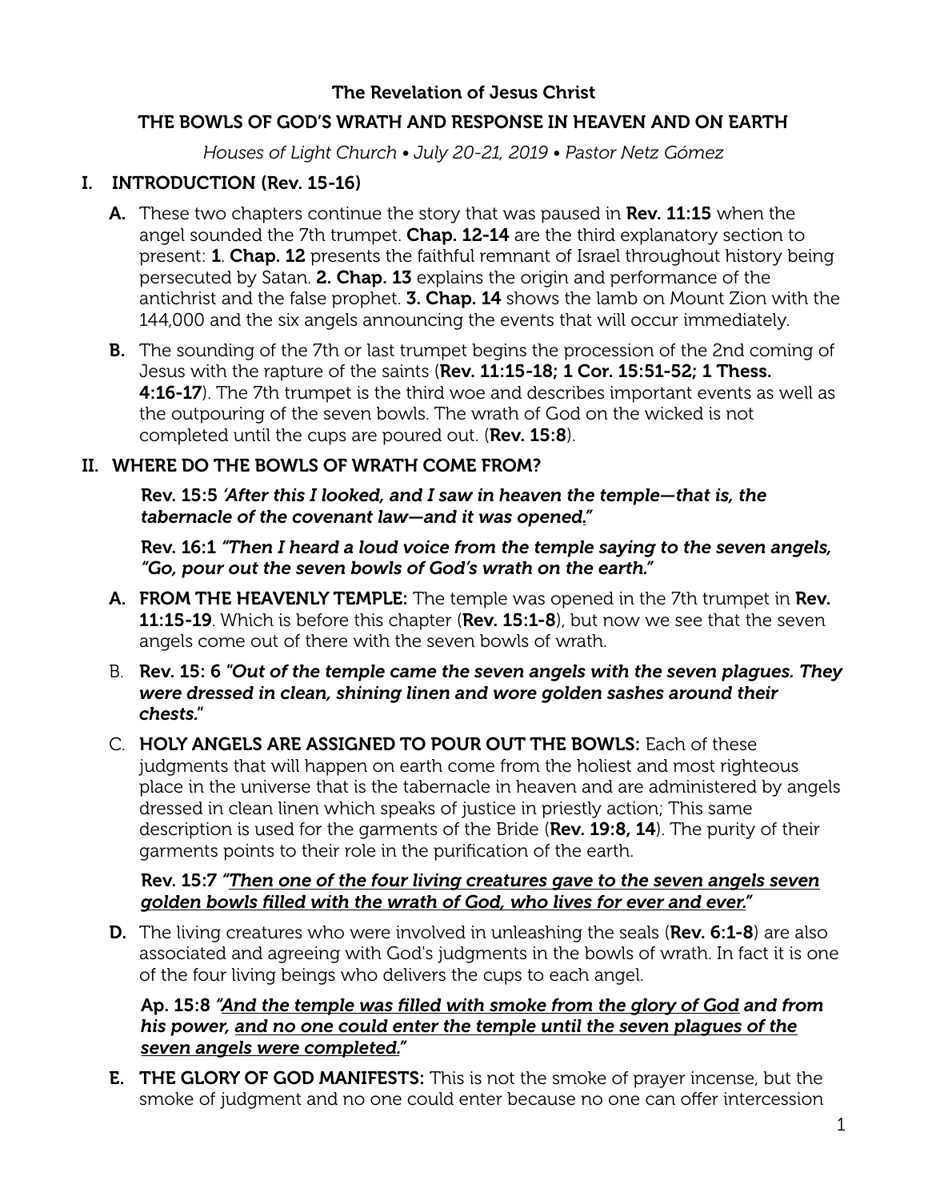**The Revelation of Jesus Christ**

**THE BOWLS OF GOD'S WRATH AND RESPONSE IN HEAVEN AND ON EARTH**

*Houses of Light Church • July 20-21, 2019 • Pastor Netz Gómez*

## I. INTRODUCTION (Rev. 15-16)

**A.** These two chapters continue the story that was paused in **Rev. 11:15** when the angel sounded the 7th trumpet. **Chap. 12-14** are the third explanatory section to present: **1**. **Chap. 12** presents the faithful remnant of Israel throughout history being persecuted by Satan. **2. Chap. 13** explains the origin and performance of the antichrist and the false prophet. **3. Chap. 14** shows the lamb on Mount Zion with the 144,000 and the six angels announcing the events that will occur immediately.

**B.** The sounding of the 7th or last trumpet begins the procession of the 2nd coming of Jesus with the rapture of the saints (**Rev. 11:15-18; 1 Cor. 15:51-52; 1 Thess. 4:16-17**). The 7th trumpet is the third woe and describes important events as well as the outpouring of the seven bowls. The wrath of God on the wicked is not completed until the cups are poured out. (**Rev. 15:8**).

## II. WHERE DO THE BOWLS OF WRATH COME FROM?

**Rev. 15:5** ***'After this I looked, and I saw in heaven the temple—that is, the tabernacle of the covenant law—and it was opened."***

**Rev. 16:1** ***"Then I heard a loud voice from the temple saying to the seven angels, "Go, pour out the seven bowls of God's wrath on the earth."***

**A. FROM THE HEAVENLY TEMPLE:** The temple was opened in the 7th trumpet in **Rev. 11:15-19**. Which is before this chapter (**Rev. 15:1-8**), but now we see that the seven angels come out of there with the seven bowls of wrath.

B. **Rev. 15: 6** ***"Out of the temple came the seven angels with the seven plagues. They were dressed in clean, shining linen and wore golden sashes around their chests."***

C. **HOLY ANGELS ARE ASSIGNED TO POUR OUT THE BOWLS:** Each of these judgments that will happen on earth come from the holiest and most righteous place in the universe that is the tabernacle in heaven and are administered by angels dressed in clean linen which speaks of justice in priestly action; This same description is used for the garments of the Bride (**Rev. 19:8, 14**). The purity of their garments points to their role in the purification of the earth.

**Rev. 15:7** ***"Then one of the four living creatures gave to the seven angels seven golden bowls filled with the wrath of God, who lives for ever and ever."***

**D.** The living creatures who were involved in unleashing the seals (**Rev. 6:1-8**) are also associated and agreeing with God's judgments in the bowls of wrath. In fact it is one of the four living beings who delivers the cups to each angel.

**Ap. 15:8** ***"And the temple was filled with smoke from the glory of God and from his power, and no one could enter the temple until the seven plagues of the seven angels were completed."***

**E. THE GLORY OF GOD MANIFESTS:** This is not the smoke of prayer incense, but the smoke of judgment and no one could enter because no one can offer intercession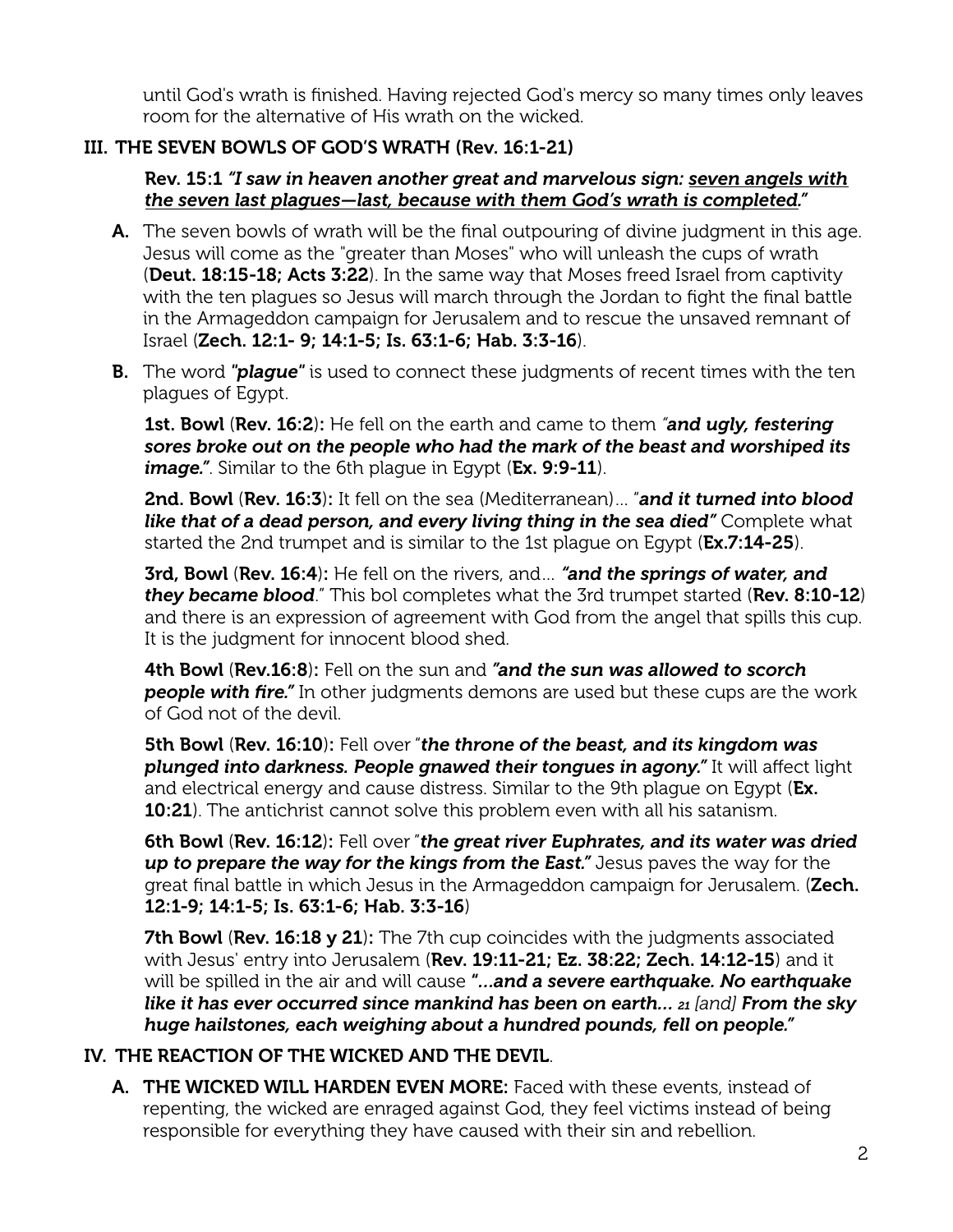until God's wrath is finished. Having rejected God's mercy so many times only leaves room for the alternative of His wrath on the wicked.

## III. THE SEVEN BOWLS OF GOD'S WRATH (Rev. 16:1-21)

**Rev. 15:1** ***"I saw in heaven another great and marvelous sign: <u>seven angels with the seven last plagues—last, because with them God's wrath is completed</u>."***

**A.** The seven bowls of wrath will be the final outpouring of divine judgment in this age. Jesus will come as the "greater than Moses" who will unleash the cups of wrath (**Deut. 18:15-18; Acts 3:22**). In the same way that Moses freed Israel from captivity with the ten plagues so Jesus will march through the Jordan to fight the final battle in the Armageddon campaign for Jerusalem and to rescue the unsaved remnant of Israel (**Zech. 12:1- 9; 14:1-5; Is. 63:1-6; Hab. 3:3-16**).

**B.** The word ***"plague"*** is used to connect these judgments of recent times with the ten plagues of Egypt.

**1st. Bowl** (**Rev. 16:2**)**:** He fell on the earth and came to them *"**and ugly, festering sores broke out on the people who had the mark of the beast and worshiped its image.**"*. Similar to the 6th plague in Egypt (**Ex. 9:9-11**).

**2nd. Bowl** (**Rev. 16:3**)**:** It fell on the sea (Mediterranean)... "***and it turned into blood like that of a dead person, and every living thing in the sea died"*** Complete what started the 2nd trumpet and is similar to the 1st plague on Egypt (**Ex.7:14-25**).

**3rd, Bowl** (**Rev. 16:4**)**:** He fell on the rivers, and... ***"and the springs of water, and they became blood***." This bol completes what the 3rd trumpet started (**Rev. 8:10-12**) and there is an expression of agreement with God from the angel that spills this cup. It is the judgment for innocent blood shed.

**4th Bowl** (**Rev.16:8**)**:** Fell on the sun and ***"and the sun was allowed to scorch people with fire."*** In other judgments demons are used but these cups are the work of God not of the devil.

**5th Bowl** (**Rev. 16:10**)**:** Fell over "***the throne of the beast, and its kingdom was plunged into darkness. People gnawed their tongues in agony."*** It will affect light and electrical energy and cause distress. Similar to the 9th plague on Egypt (**Ex. 10:21**). The antichrist cannot solve this problem even with all his satanism.

**6th Bowl** (**Rev. 16:12**)**:** Fell over "***the great river Euphrates, and its water was dried up to prepare the way for the kings from the East."*** Jesus paves the way for the great final battle in which Jesus in the Armageddon campaign for Jerusalem. (**Zech. 12:1-9; 14:1-5; Is. 63:1-6; Hab. 3:3-16**)

**7th Bowl** (**Rev. 16:18 y 21**)**:** The 7th cup coincides with the judgments associated with Jesus' entry into Jerusalem (**Rev. 19:11-21; Ez. 38:22; Zech. 14:12-15**) and it will be spilled in the air and will cause ***"...and a severe earthquake. No earthquake like it has ever occurred since mankind has been on earth...*** *21 [and]* ***From the sky huge hailstones, each weighing about a hundred pounds, fell on people."***

## IV. THE REACTION OF THE WICKED AND THE DEVIL.

**A. THE WICKED WILL HARDEN EVEN MORE:** Faced with these events, instead of repenting, the wicked are enraged against God, they feel victims instead of being responsible for everything they have caused with their sin and rebellion.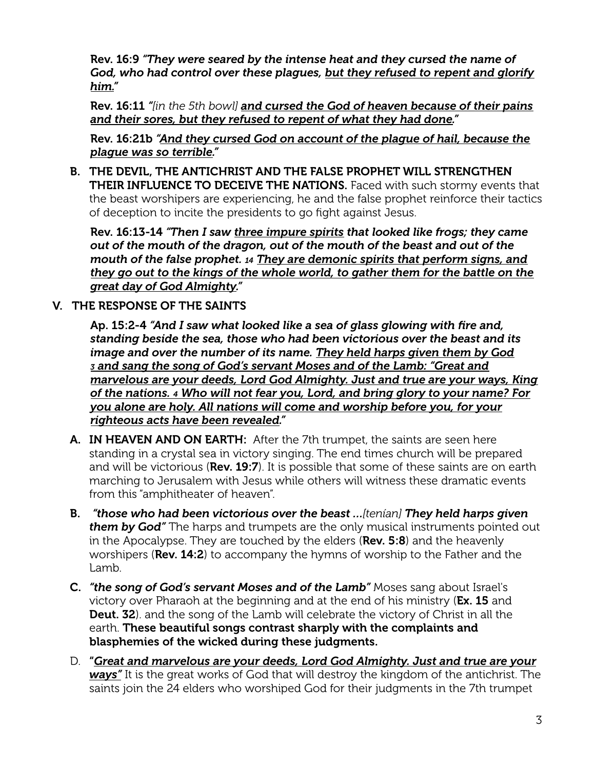**Rev. 16:9** *"They were seared by the intense heat and they cursed the name of God, who had control over these plagues, <u>but they refused to repent and glorify him.</u>"*

**Rev. 16:11** *"[in the 5th bowl]* ***<u>and cursed the God of heaven because of their pains and their sores, but they refused to repent of what they had done</u>."***

**Rev. 16:21b** *"<u>And they cursed God on account of the plague of hail, because the plague was so terrible</u>."*

**B. THE DEVIL, THE ANTICHRIST AND THE FALSE PROPHET WILL STRENGTHEN THEIR INFLUENCE TO DECEIVE THE NATIONS.** Faced with such stormy events that the beast worshipers are experiencing, he and the false prophet reinforce their tactics of deception to incite the presidents to go fight against Jesus.

**Rev. 16:13-14** ***"Then I saw <u>three impure spirits</u> that looked like frogs; they came out of the mouth of the dragon, out of the mouth of the beast and out of the mouth of the false prophet.*** *14* ***<u>They are demonic spirits that perform signs, and they go out to the kings of the whole world, to gather them for the battle on the great day of God Almighty</u>."***

## V. THE RESPONSE OF THE SAINTS

**Ap. 15:2-4** ***"And I saw what looked like a sea of glass glowing with fire and, standing beside the sea, those who had been victorious over the beast and its image and over the number of its name. <u>They held harps given them by God</u>*** *3* ***<u>and sang the song of God's servant Moses and of the Lamb: "Great and marvelous are your deeds, Lord God Almighty. Just and true are your ways, King of the nations.</u>*** *4* ***<u>Who will not fear you, Lord, and bring glory to your name? For you alone are holy. All nations will come and worship before you, for your righteous acts have been revealed</u>."***

**A. IN HEAVEN AND ON EARTH:** After the 7th trumpet, the saints are seen here standing in a crystal sea in victory singing. The end times church will be prepared and will be victorious (**Rev. 19:7**). It is possible that some of these saints are on earth marching to Jerusalem with Jesus while others will witness these dramatic events from this "amphitheater of heaven".

**B.** ***"those who had been victorious over the beast ...*** *[tenían]* ***They held harps given them by God"*** The harps and trumpets are the only musical instruments pointed out in the Apocalypse. They are touched by the elders (**Rev. 5:8**) and the heavenly worshipers (**Rev. 14:2**) to accompany the hymns of worship to the Father and the Lamb.

**C.** ***"the song of God's servant Moses and of the Lamb"*** Moses sang about Israel's victory over Pharaoh at the beginning and at the end of his ministry (**Ex. 15** and **Deut. 32**). and the song of the Lamb will celebrate the victory of Christ in all the earth. **These beautiful songs contrast sharply with the complaints and blasphemies of the wicked during these judgments.**

D. **"*<u>Great and marvelous are your deeds, Lord God Almighty. Just and true are your ways</u>*"** It is the great works of God that will destroy the kingdom of the antichrist. The saints join the 24 elders who worshiped God for their judgments in the 7th trumpet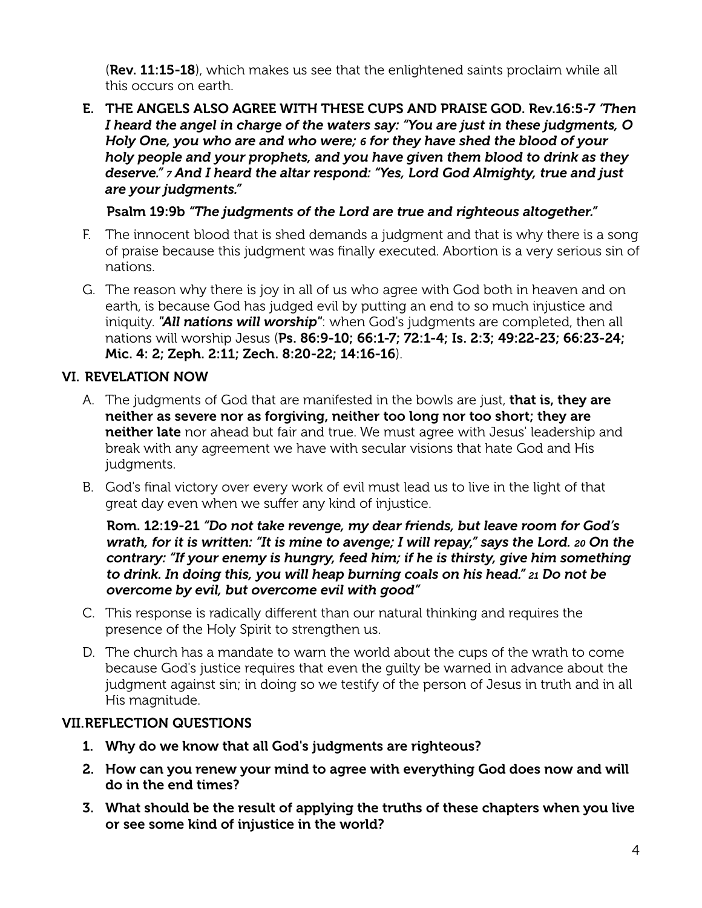(**Rev. 11:15-18**), which makes us see that the enlightened saints proclaim while all this occurs on earth.

E. **THE ANGELS ALSO AGREE WITH THESE CUPS AND PRAISE GOD. Rev.16:5-7** ***'Then I heard the angel in charge of the waters say: "You are just in these judgments, O Holy One, you who are and who were; 6 for they have shed the blood of your holy people and your prophets, and you have given them blood to drink as they deserve." 7 And I heard the altar respond: "Yes, Lord God Almighty, true and just are your judgments."***

**Psalm 19:9b** ***"The judgments of the Lord are true and righteous altogether."***

F. The innocent blood that is shed demands a judgment and that is why there is a song of praise because this judgment was finally executed. Abortion is a very serious sin of nations.

G. The reason why there is joy in all of us who agree with God both in heaven and on earth, is because God has judged evil by putting an end to so much injustice and iniquity. ***"All nations will worship"***: when God's judgments are completed, then all nations will worship Jesus (**Ps. 86:9-10; 66:1-7; 72:1-4; Is. 2:3; 49:22-23; 66:23-24; Mic. 4: 2; Zeph. 2:11; Zech. 8:20-22; 14:16-16**).

## VI. REVELATION NOW

A. The judgments of God that are manifested in the bowls are just, **that is, they are neither as severe nor as forgiving, neither too long nor too short; they are neither late** nor ahead but fair and true. We must agree with Jesus' leadership and break with any agreement we have with secular visions that hate God and His judgments.

B. God's final victory over every work of evil must lead us to live in the light of that great day even when we suffer any kind of injustice.

**Rom. 12:19-21** ***"Do not take revenge, my dear friends, but leave room for God's wrath, for it is written: "It is mine to avenge; I will repay," says the Lord. 20 On the contrary: "If your enemy is hungry, feed him; if he is thirsty, give him something to drink. In doing this, you will heap burning coals on his head." 21 Do not be overcome by evil, but overcome evil with good"***

C. This response is radically different than our natural thinking and requires the presence of the Holy Spirit to strengthen us.

D. The church has a mandate to warn the world about the cups of the wrath to come because God's justice requires that even the guilty be warned in advance about the judgment against sin; in doing so we testify of the person of Jesus in truth and in all His magnitude.

## VII. REFLECTION QUESTIONS

1. **Why do we know that all God's judgments are righteous?**
2. **How can you renew your mind to agree with everything God does now and will do in the end times?**
3. **What should be the result of applying the truths of these chapters when you live or see some kind of injustice in the world?**